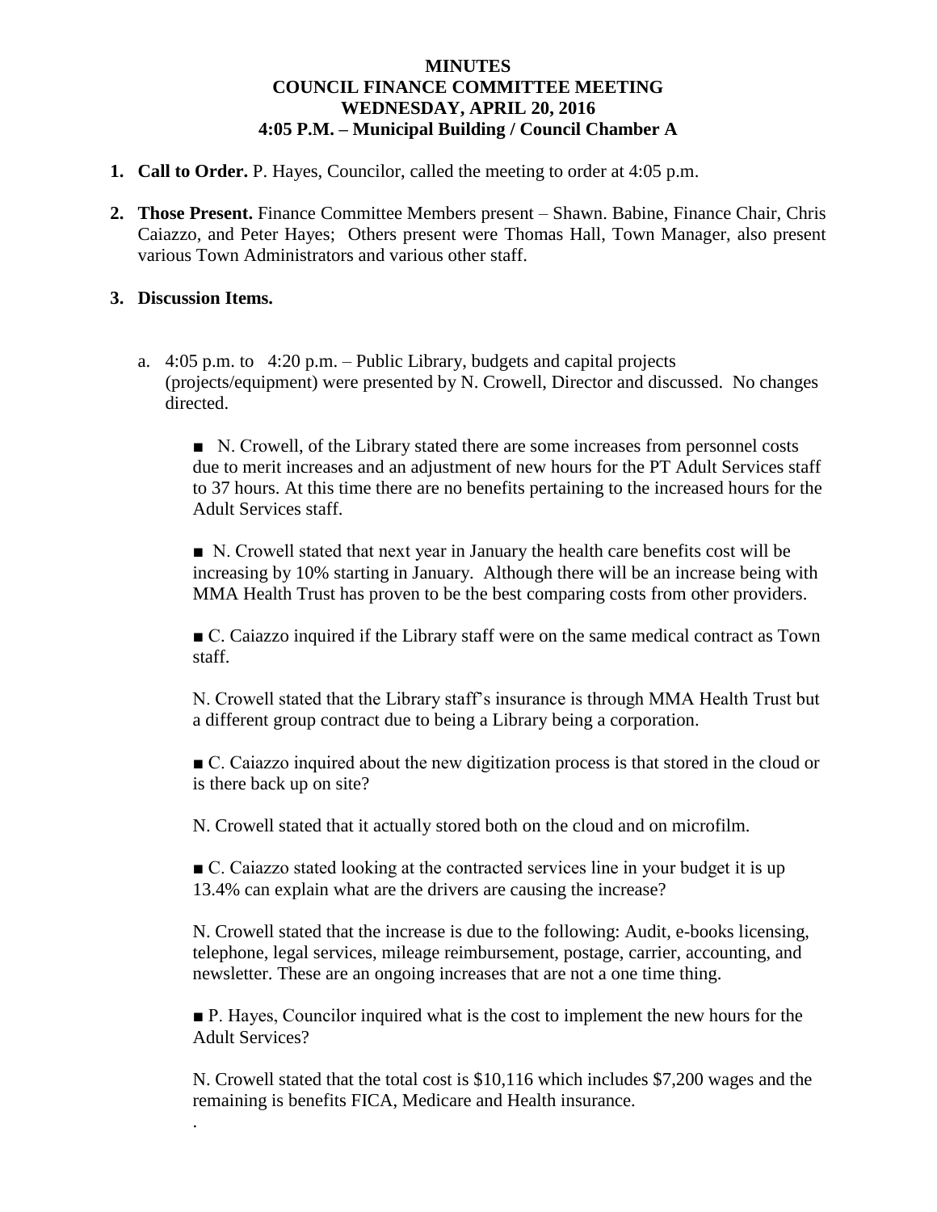**MINUTES**
**COUNCIL FINANCE COMMITTEE MEETING**
**WEDNESDAY, APRIL 20, 2016**
**4:05 P.M. – Municipal Building / Council Chamber A**

1. **Call to Order.** P. Hayes, Councilor, called the meeting to order at 4:05 p.m.

2. **Those Present.** Finance Committee Members present – Shawn. Babine, Finance Chair, Chris Caiazzo, and Peter Hayes; Others present were Thomas Hall, Town Manager, also present various Town Administrators and various other staff.

3. **Discussion Items.**

   a. 4:05 p.m. to 4:20 p.m. – Public Library, budgets and capital projects (projects/equipment) were presented by N. Crowell, Director and discussed. No changes directed.

      ■ N. Crowell, of the Library stated there are some increases from personnel costs due to merit increases and an adjustment of new hours for the PT Adult Services staff to 37 hours. At this time there are no benefits pertaining to the increased hours for the Adult Services staff.

      ■ N. Crowell stated that next year in January the health care benefits cost will be increasing by 10% starting in January. Although there will be an increase being with MMA Health Trust has proven to be the best comparing costs from other providers.

      ■ C. Caiazzo inquired if the Library staff were on the same medical contract as Town staff.

      N. Crowell stated that the Library staff's insurance is through MMA Health Trust but a different group contract due to being a Library being a corporation.

      ■ C. Caiazzo inquired about the new digitization process is that stored in the cloud or is there back up on site?

      N. Crowell stated that it actually stored both on the cloud and on microfilm.

      ■ C. Caiazzo stated looking at the contracted services line in your budget it is up 13.4% can explain what are the drivers are causing the increase?

      N. Crowell stated that the increase is due to the following: Audit, e-books licensing, telephone, legal services, mileage reimbursement, postage, carrier, accounting, and newsletter. These are an ongoing increases that are not a one time thing.

      ■ P. Hayes, Councilor inquired what is the cost to implement the new hours for the Adult Services?

      N. Crowell stated that the total cost is $10,116 which includes $7,200 wages and the remaining is benefits FICA, Medicare and Health insurance.

      .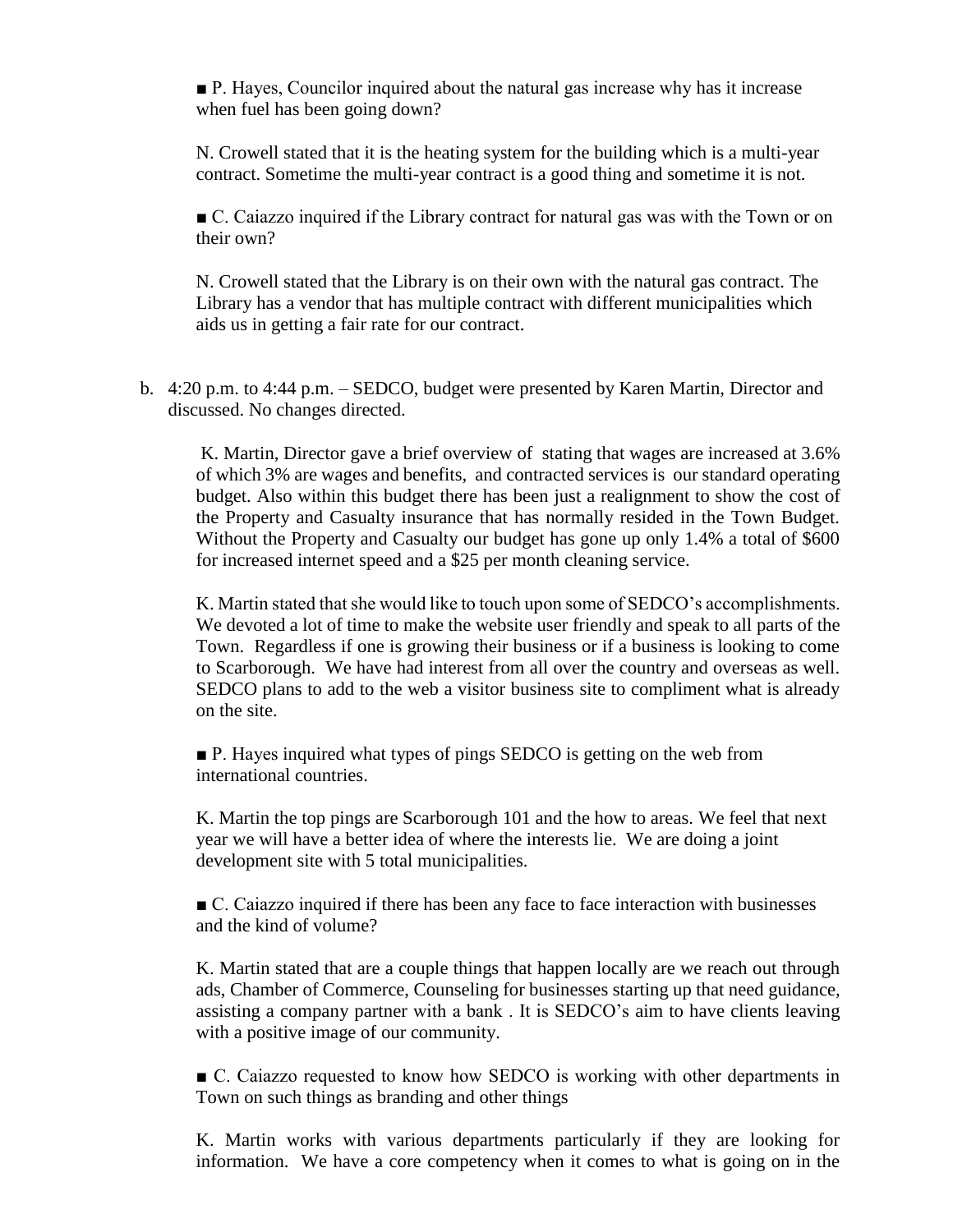■ P. Hayes, Councilor inquired about the natural gas increase why has it increase when fuel has been going down?

N. Crowell stated that it is the heating system for the building which is a multi-year contract. Sometime the multi-year contract is a good thing and sometime it is not.

■ C. Caiazzo inquired if the Library contract for natural gas was with the Town or on their own?

N. Crowell stated that the Library is on their own with the natural gas contract. The Library has a vendor that has multiple contract with different municipalities which aids us in getting a fair rate for our contract.

b. 4:20 p.m. to 4:44 p.m. – SEDCO, budget were presented by Karen Martin, Director and discussed. No changes directed.

K. Martin, Director gave a brief overview of stating that wages are increased at 3.6% of which 3% are wages and benefits, and contracted services is our standard operating budget. Also within this budget there has been just a realignment to show the cost of the Property and Casualty insurance that has normally resided in the Town Budget. Without the Property and Casualty our budget has gone up only 1.4% a total of $600 for increased internet speed and a $25 per month cleaning service.

K. Martin stated that she would like to touch upon some of SEDCO's accomplishments. We devoted a lot of time to make the website user friendly and speak to all parts of the Town. Regardless if one is growing their business or if a business is looking to come to Scarborough. We have had interest from all over the country and overseas as well. SEDCO plans to add to the web a visitor business site to compliment what is already on the site.

■ P. Hayes inquired what types of pings SEDCO is getting on the web from international countries.

K. Martin the top pings are Scarborough 101 and the how to areas. We feel that next year we will have a better idea of where the interests lie. We are doing a joint development site with 5 total municipalities.

■ C. Caiazzo inquired if there has been any face to face interaction with businesses and the kind of volume?

K. Martin stated that are a couple things that happen locally are we reach out through ads, Chamber of Commerce, Counseling for businesses starting up that need guidance, assisting a company partner with a bank . It is SEDCO's aim to have clients leaving with a positive image of our community.

■ C. Caiazzo requested to know how SEDCO is working with other departments in Town on such things as branding and other things

K. Martin works with various departments particularly if they are looking for information. We have a core competency when it comes to what is going on in the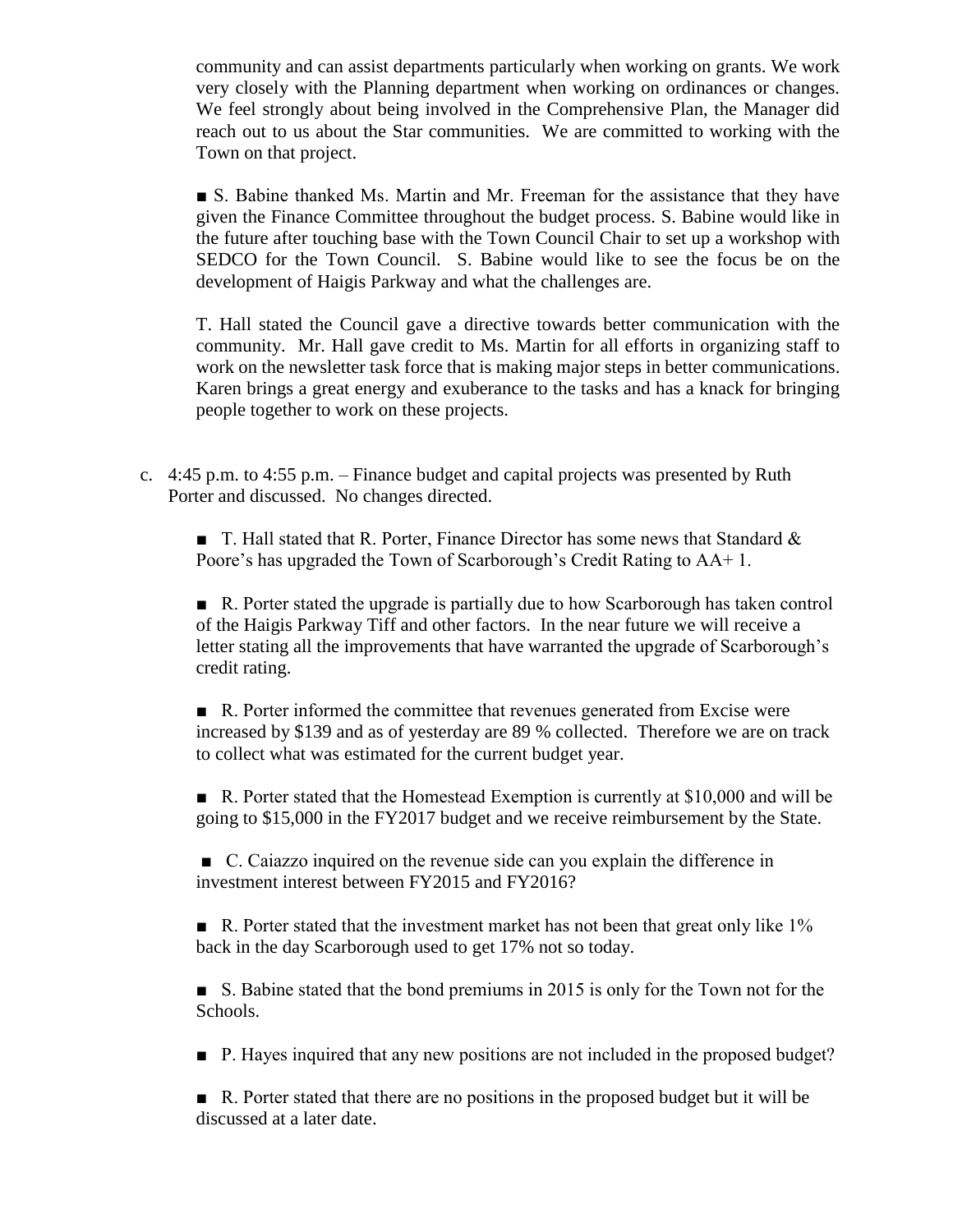community and can assist departments particularly when working on grants. We work very closely with the Planning department when working on ordinances or changes. We feel strongly about being involved in the Comprehensive Plan, the Manager did reach out to us about the Star communities. We are committed to working with the Town on that project.

■ S. Babine thanked Ms. Martin and Mr. Freeman for the assistance that they have given the Finance Committee throughout the budget process. S. Babine would like in the future after touching base with the Town Council Chair to set up a workshop with SEDCO for the Town Council. S. Babine would like to see the focus be on the development of Haigis Parkway and what the challenges are.

T. Hall stated the Council gave a directive towards better communication with the community. Mr. Hall gave credit to Ms. Martin for all efforts in organizing staff to work on the newsletter task force that is making major steps in better communications. Karen brings a great energy and exuberance to the tasks and has a knack for bringing people together to work on these projects.

c. 4:45 p.m. to 4:55 p.m. – Finance budget and capital projects was presented by Ruth Porter and discussed. No changes directed.

■ T. Hall stated that R. Porter, Finance Director has some news that Standard & Poore's has upgraded the Town of Scarborough's Credit Rating to AA+ 1.

■ R. Porter stated the upgrade is partially due to how Scarborough has taken control of the Haigis Parkway Tiff and other factors. In the near future we will receive a letter stating all the improvements that have warranted the upgrade of Scarborough's credit rating.

■ R. Porter informed the committee that revenues generated from Excise were increased by $139 and as of yesterday are 89 % collected. Therefore we are on track to collect what was estimated for the current budget year.

■ R. Porter stated that the Homestead Exemption is currently at $10,000 and will be going to $15,000 in the FY2017 budget and we receive reimbursement by the State.

■ C. Caiazzo inquired on the revenue side can you explain the difference in investment interest between FY2015 and FY2016?

■ R. Porter stated that the investment market has not been that great only like 1% back in the day Scarborough used to get 17% not so today.

■ S. Babine stated that the bond premiums in 2015 is only for the Town not for the Schools.

■ P. Hayes inquired that any new positions are not included in the proposed budget?

■ R. Porter stated that there are no positions in the proposed budget but it will be discussed at a later date.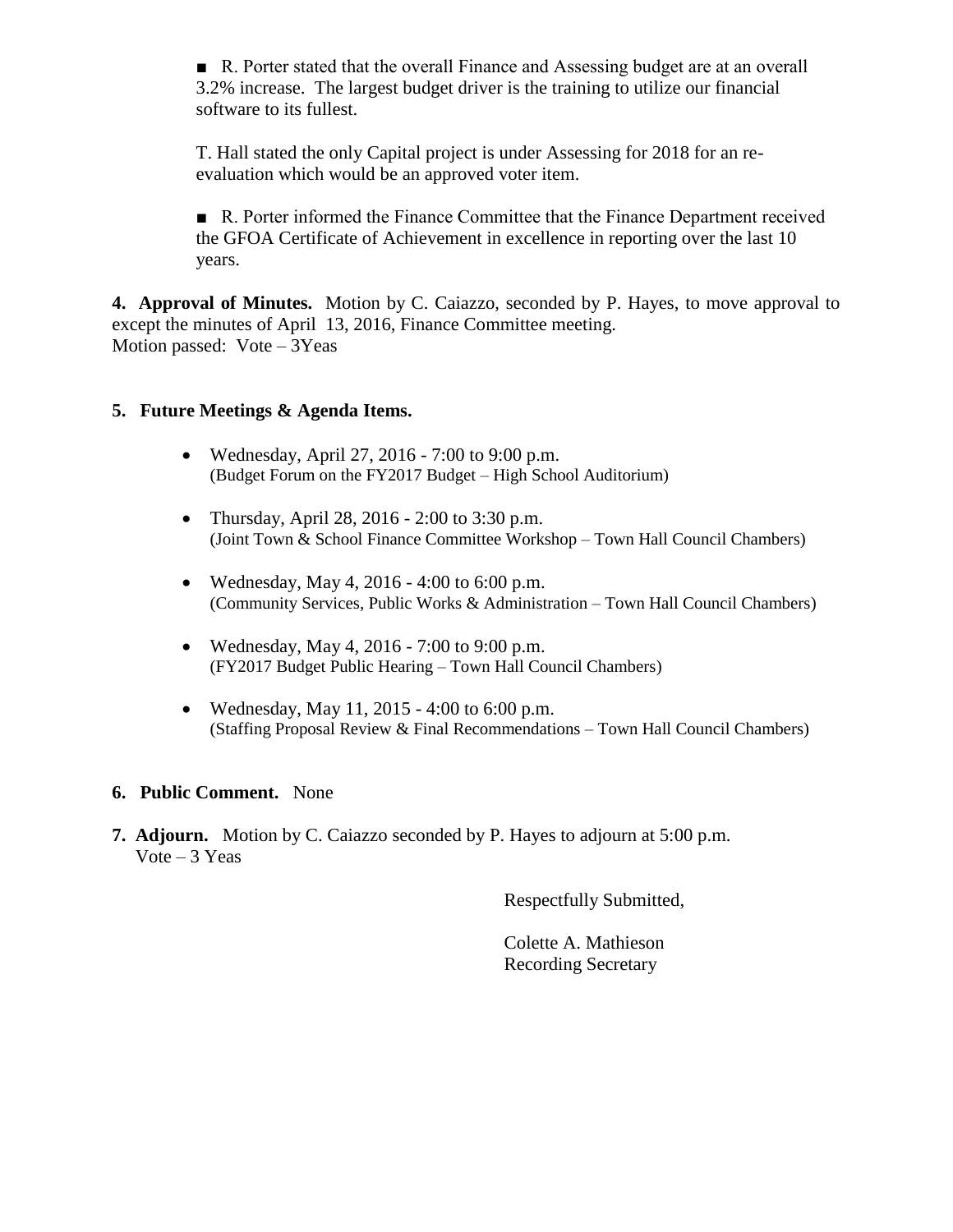■ R. Porter stated that the overall Finance and Assessing budget are at an overall 3.2% increase. The largest budget driver is the training to utilize our financial software to its fullest.

T. Hall stated the only Capital project is under Assessing for 2018 for an re-evaluation which would be an approved voter item.

■ R. Porter informed the Finance Committee that the Finance Department received the GFOA Certificate of Achievement in excellence in reporting over the last 10 years.

**4. Approval of Minutes.** Motion by C. Caiazzo, seconded by P. Hayes, to move approval to except the minutes of April 13, 2016, Finance Committee meeting.
Motion passed: Vote – 3Yeas

**5. Future Meetings & Agenda Items.**

- Wednesday, April 27, 2016 - 7:00 to 9:00 p.m.
  (Budget Forum on the FY2017 Budget – High School Auditorium)
- Thursday, April 28, 2016 - 2:00 to 3:30 p.m.
  (Joint Town & School Finance Committee Workshop – Town Hall Council Chambers)
- Wednesday, May 4, 2016 - 4:00 to 6:00 p.m.
  (Community Services, Public Works & Administration – Town Hall Council Chambers)
- Wednesday, May 4, 2016 - 7:00 to 9:00 p.m.
  (FY2017 Budget Public Hearing – Town Hall Council Chambers)
- Wednesday, May 11, 2015 - 4:00 to 6:00 p.m.
  (Staffing Proposal Review & Final Recommendations – Town Hall Council Chambers)

**6. Public Comment.** None

**7. Adjourn.** Motion by C. Caiazzo seconded by P. Hayes to adjourn at 5:00 p.m.
Vote – 3 Yeas

Respectfully Submitted,

Colette A. Mathieson
Recording Secretary